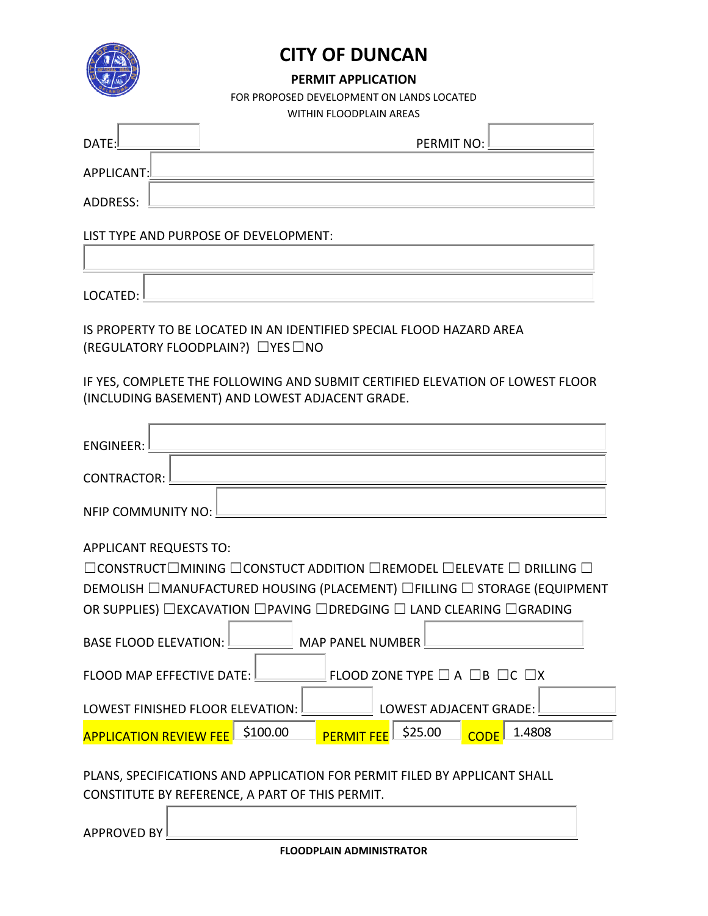# CITY OF DUNCAN

## PERMIT APPLICATION

FOR PROPOSED DEVELOPMENT ON LANDS LOCATED
WITHIN FLOODPLAIN AREAS

DATE: ______________ PERMIT NO: ______________

APPLICANT: ______________

ADDRESS: ______________

LIST TYPE AND PURPOSE OF DEVELOPMENT:

______________

LOCATED: ______________

IS PROPERTY TO BE LOCATED IN AN IDENTIFIED SPECIAL FLOOD HAZARD AREA (REGULATORY FLOODPLAIN?) ☐YES ☐NO

IF YES, COMPLETE THE FOLLOWING AND SUBMIT CERTIFIED ELEVATION OF LOWEST FLOOR (INCLUDING BASEMENT) AND LOWEST ADJACENT GRADE.

ENGINEER: ______________

CONTRACTOR: ______________

NFIP COMMUNITY NO: ______________

APPLICANT REQUESTS TO:

☐CONSTRUCT ☐MINING ☐CONSTUCT ADDITION ☐REMODEL ☐ELEVATE ☐ DRILLING ☐ DEMOLISH ☐MANUFACTURED HOUSING (PLACEMENT) ☐FILLING ☐ STORAGE (EQUIPMENT OR SUPPLIES) ☐EXCAVATION ☐PAVING ☐DREDGING ☐ LAND CLEARING ☐GRADING

BASE FLOOD ELEVATION: ______________ MAP PANEL NUMBER ______________

FLOOD MAP EFFECTIVE DATE: ______________ FLOOD ZONE TYPE ☐ A ☐B ☐C ☐X

LOWEST FINISHED FLOOR ELEVATION: ______________ LOWEST ADJACENT GRADE: ______________

APPLICATION REVIEW FEE $100.00 PERMIT FEE $25.00 CODE 1.4808

PLANS, SPECIFICATIONS AND APPLICATION FOR PERMIT FILED BY APPLICANT SHALL CONSTITUTE BY REFERENCE, A PART OF THIS PERMIT.

APPROVED BY ______________

**FLOODPLAIN ADMINISTRATOR**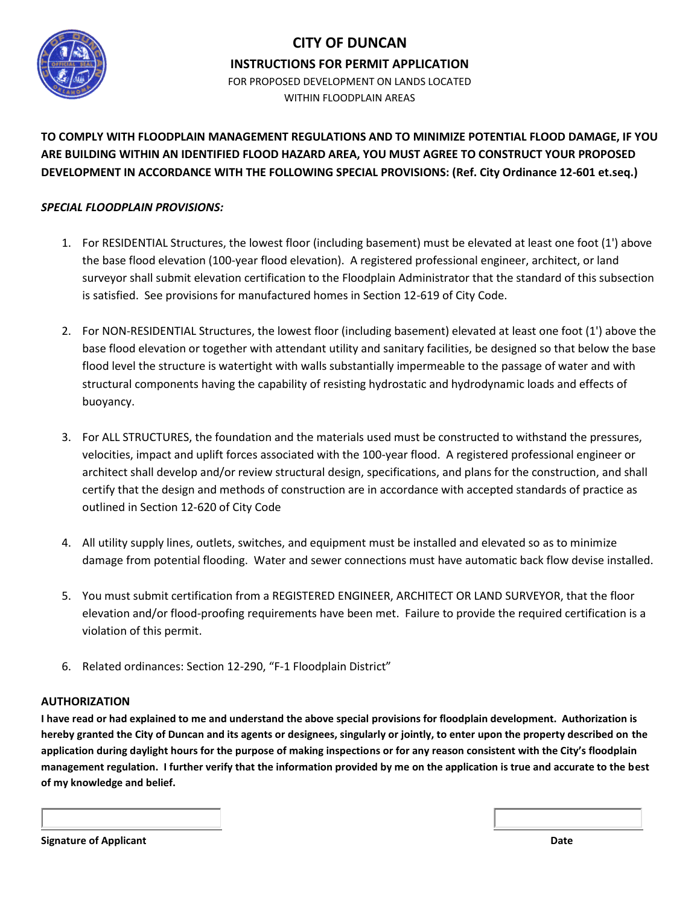# CITY OF DUNCAN

## INSTRUCTIONS FOR PERMIT APPLICATION

FOR PROPOSED DEVELOPMENT ON LANDS LOCATED
WITHIN FLOODPLAIN AREAS

**TO COMPLY WITH FLOODPLAIN MANAGEMENT REGULATIONS AND TO MINIMIZE POTENTIAL FLOOD DAMAGE, IF YOU ARE BUILDING WITHIN AN IDENTIFIED FLOOD HAZARD AREA, YOU MUST AGREE TO CONSTRUCT YOUR PROPOSED DEVELOPMENT IN ACCORDANCE WITH THE FOLLOWING SPECIAL PROVISIONS: (Ref. City Ordinance 12-601 et.seq.)**

***SPECIAL FLOODPLAIN PROVISIONS:***

1. For RESIDENTIAL Structures, the lowest floor (including basement) must be elevated at least one foot (1') above the base flood elevation (100-year flood elevation). A registered professional engineer, architect, or land surveyor shall submit elevation certification to the Floodplain Administrator that the standard of this subsection is satisfied. See provisions for manufactured homes in Section 12-619 of City Code.

2. For NON-RESIDENTIAL Structures, the lowest floor (including basement) elevated at least one foot (1') above the base flood elevation or together with attendant utility and sanitary facilities, be designed so that below the base flood level the structure is watertight with walls substantially impermeable to the passage of water and with structural components having the capability of resisting hydrostatic and hydrodynamic loads and effects of buoyancy.

3. For ALL STRUCTURES, the foundation and the materials used must be constructed to withstand the pressures, velocities, impact and uplift forces associated with the 100-year flood. A registered professional engineer or architect shall develop and/or review structural design, specifications, and plans for the construction, and shall certify that the design and methods of construction are in accordance with accepted standards of practice as outlined in Section 12-620 of City Code

4. All utility supply lines, outlets, switches, and equipment must be installed and elevated so as to minimize damage from potential flooding. Water and sewer connections must have automatic back flow devise installed.

5. You must submit certification from a REGISTERED ENGINEER, ARCHITECT OR LAND SURVEYOR, that the floor elevation and/or flood-proofing requirements have been met. Failure to provide the required certification is a violation of this permit.

6. Related ordinances: Section 12-290, "F-1 Floodplain District"

**AUTHORIZATION**

**I have read or had explained to me and understand the above special provisions for floodplain development. Authorization is hereby granted the City of Duncan and its agents or designees, singularly or jointly, to enter upon the property described on the application during daylight hours for the purpose of making inspections or for any reason consistent with the City's floodplain management regulation. I further verify that the information provided by me on the application is true and accurate to the best of my knowledge and belief.**

**Signature of Applicant** \_\_\_\_\_\_\_\_\_\_\_\_\_\_\_\_\_\_\_\_ **Date** \_\_\_\_\_\_\_\_\_\_\_\_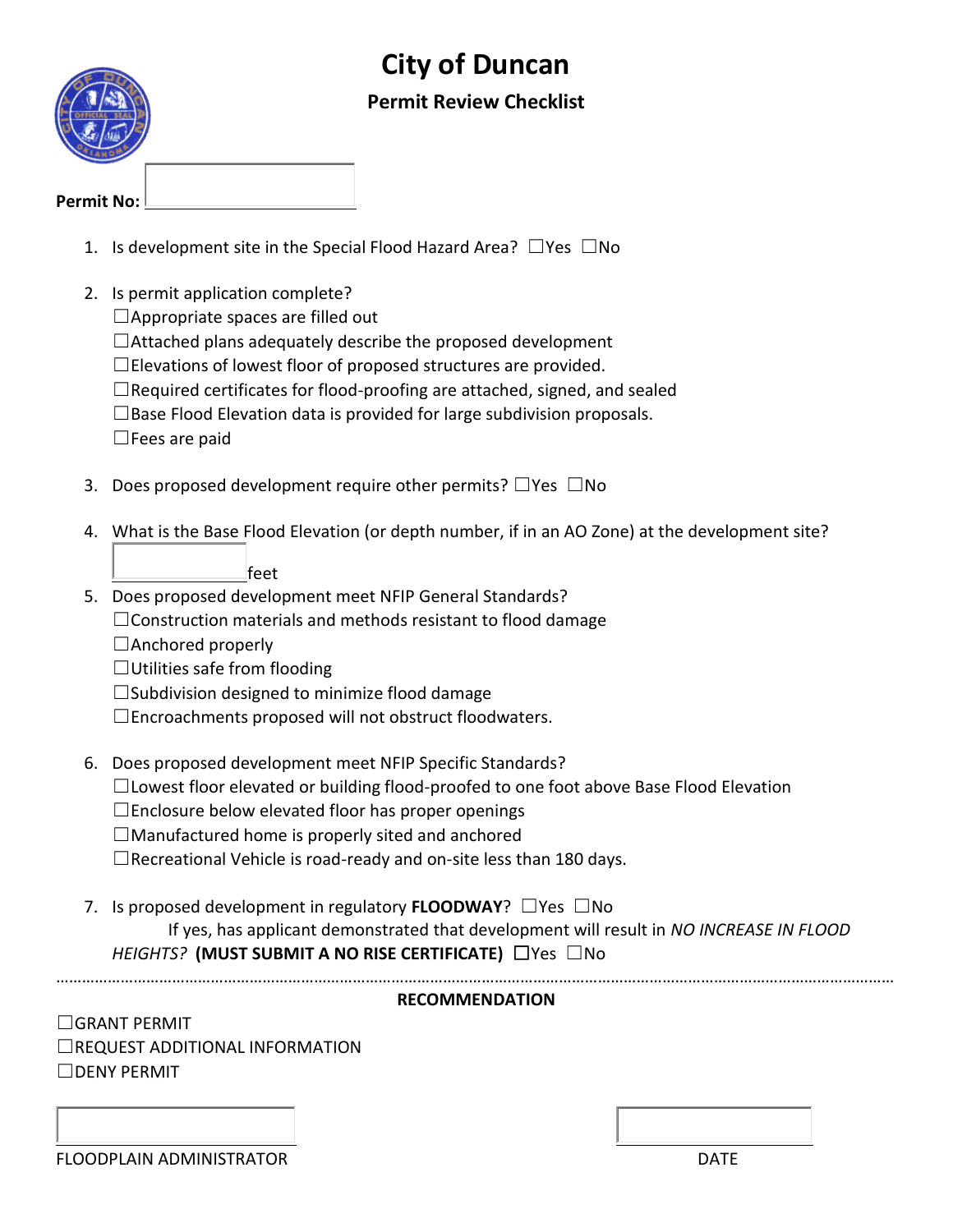# City of Duncan

## Permit Review Checklist

**Permit No:** ____________

1. Is development site in the Special Flood Hazard Area? ☐Yes ☐No

2. Is permit application complete?
   ☐Appropriate spaces are filled out
   ☐Attached plans adequately describe the proposed development
   ☐Elevations of lowest floor of proposed structures are provided.
   ☐Required certificates for flood-proofing are attached, signed, and sealed
   ☐Base Flood Elevation data is provided for large subdivision proposals.
   ☐Fees are paid

3. Does proposed development require other permits? ☐Yes ☐No

4. What is the Base Flood Elevation (or depth number, if in an AO Zone) at the development site?
   ____________ feet

5. Does proposed development meet NFIP General Standards?
   ☐Construction materials and methods resistant to flood damage
   ☐Anchored properly
   ☐Utilities safe from flooding
   ☐Subdivision designed to minimize flood damage
   ☐Encroachments proposed will not obstruct floodwaters.

6. Does proposed development meet NFIP Specific Standards?
   ☐Lowest floor elevated or building flood-proofed to one foot above Base Flood Elevation
   ☐Enclosure below elevated floor has proper openings
   ☐Manufactured home is properly sited and anchored
   ☐Recreational Vehicle is road-ready and on-site less than 180 days.

7. Is proposed development in regulatory **FLOODWAY**? ☐Yes ☐No
   If yes, has applicant demonstrated that development will result in *NO INCREASE IN FLOOD HEIGHTS?* **(MUST SUBMIT A NO RISE CERTIFICATE)** ☐Yes ☐No

---

**RECOMMENDATION**

☐GRANT PERMIT
☐REQUEST ADDITIONAL INFORMATION
☐DENY PERMIT

____________ FLOODPLAIN ADMINISTRATOR

____________ DATE